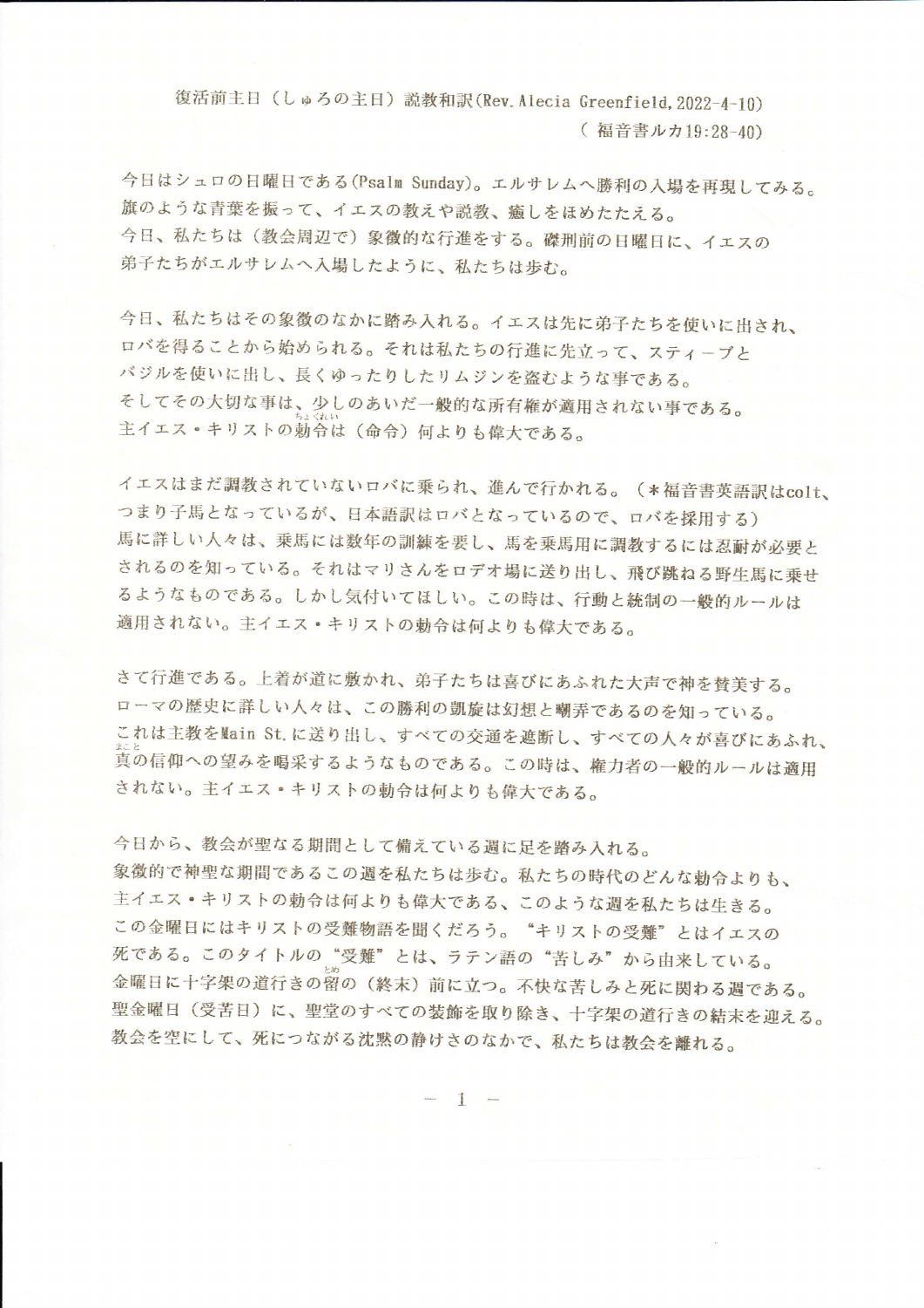復活前主日（しゅろの主日）説教和訳(Rev. Alecia Greenfield, 2022-4-10)
（ 福音書ルカ19:28-40)

今日はシュロの日曜日である(Psalm Sunday)。エルサレムへ勝利の入場を再現してみる。旗のような青葉を振って、イエスの教えや説教、癒しをほめたたえる。
今日、私たちは（教会周辺で）象徴的な行進をする。磔刑前の日曜日に、イエスの弟子たちがエルサレムへ入場したように、私たちは歩む。

今日、私たちはその象徴のなかに踏み入れる。イエスは先に弟子たちを使いに出され、ロバを得ることから始められる。それは私たちの行進に先立って、スティーブとバジルを使いに出し、長くゆったりしたリムジンを盗むような事である。
そしてその大切な事は、少しのあいだ一般的な所有権が適用されない事である。
主イエス・キリストの勅令（ちょくれい）は（命令）何よりも偉大である。

イエスはまだ調教されていないロバに乗られ、進んで行かれる。（＊福音書英語訳はcolt、つまり子馬となっているが、日本語訳はロバとなっているので、ロバを採用する）
馬に詳しい人々は、乗馬には数年の訓練を要し、馬を乗馬用に調教するには忍耐が必要とされるのを知っている。それはマリさんをロデオ場に送り出し、飛び跳ねる野生馬に乗せるようなものである。しかし気付いてほしい。この時は、行動と統制の一般的ルールは適用されない。主イエス・キリストの勅令は何よりも偉大である。

さて行進である。上着が道に敷かれ、弟子たちは喜びにあふれた大声で神を賛美する。ローマの歴史に詳しい人々は、この勝利の凱旋は幻想と嘲弄であるのを知っている。
これは主教をMain St.に送り出し、すべての交通を遮断し、すべての人々が喜びにあふれ、真（まこと）の信仰への望みを喝采するようなものである。この時は、権力者の一般的ルールは適用されない。主イエス・キリストの勅令は何よりも偉大である。

今日から、教会が聖なる期間として備えている週に足を踏み入れる。
象徴的で神聖な期間であるこの週を私たちは歩む。私たちの時代のどんな勅令よりも、主イエス・キリストの勅令は何よりも偉大である、このような週を私たちは生きる。
この金曜日にはキリストの受難物語を聞くだろう。“キリストの受難”とはイエスの死である。このタイトルの“受難”とは、ラテン語の“苦しみ”から由来している。
金曜日に十字架の道行きの留（とめ）の（終末）前に立つ。不快な苦しみと死に関わる週である。
聖金曜日（受苦日）に、聖堂のすべての装飾を取り除き、十字架の道行きの結末を迎える。
教会を空にして、死につながる沈黙の静けさのなかで、私たちは教会を離れる。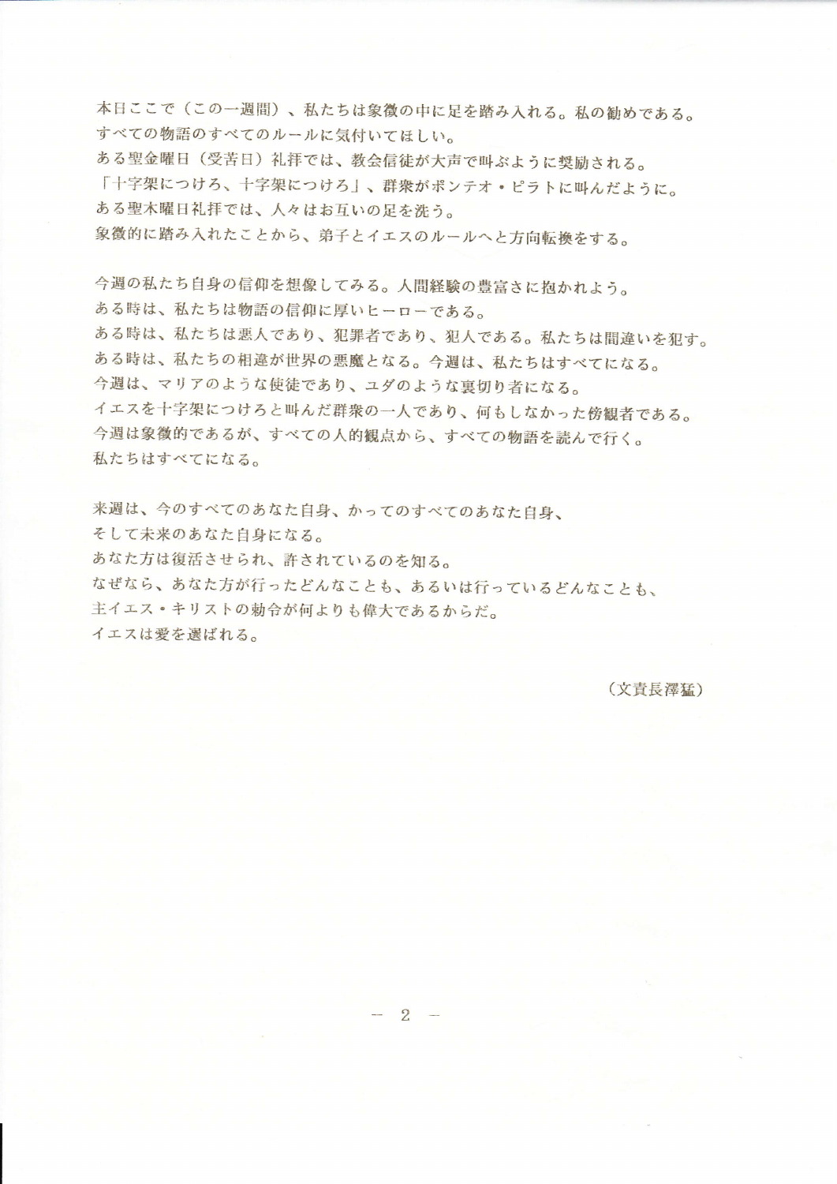本日ここで（この一週間）、私たちは象徴の中に足を踏み入れる。私の勧めである。
すべての物語のすべてのルールに気付いてほしい。
ある聖金曜日（受苦日）礼拝では、教会信徒が大声で叫ぶように奨励される。
「十字架につけろ、十字架につけろ」、群衆がポンテオ・ピラトに叫んだように。
ある聖木曜日礼拝では、人々はお互いの足を洗う。
象徴的に踏み入れたことから、弟子とイエスのルールへと方向転換をする。

今週の私たち自身の信仰を想像してみる。人間経験の豊富さに抱かれよう。
ある時は、私たちは物語の信仰に厚いヒーローである。
ある時は、私たちは悪人であり、犯罪者であり、犯人である。私たちは間違いを犯す。
ある時は、私たちの相違が世界の悪魔となる。今週は、私たちはすべてになる。
今週は、マリアのような使徒であり、ユダのような裏切り者になる。
イエスを十字架につけろと叫んだ群衆の一人であり、何もしなかった傍観者である。
今週は象徴的であるが、すべての人的観点から、すべての物語を読んで行く。
私たちはすべてになる。

来週は、今のすべてのあなた自身、かってのすべてのあなた自身、
そして未来のあなた自身になる。
あなた方は復活させられ、許されているのを知る。
なぜなら、あなた方が行ったどんなことも、あるいは行っているどんなことも、
主イエス・キリストの勅令が何よりも偉大であるからだ。
イエスは愛を選ばれる。

（文責長澤猛）